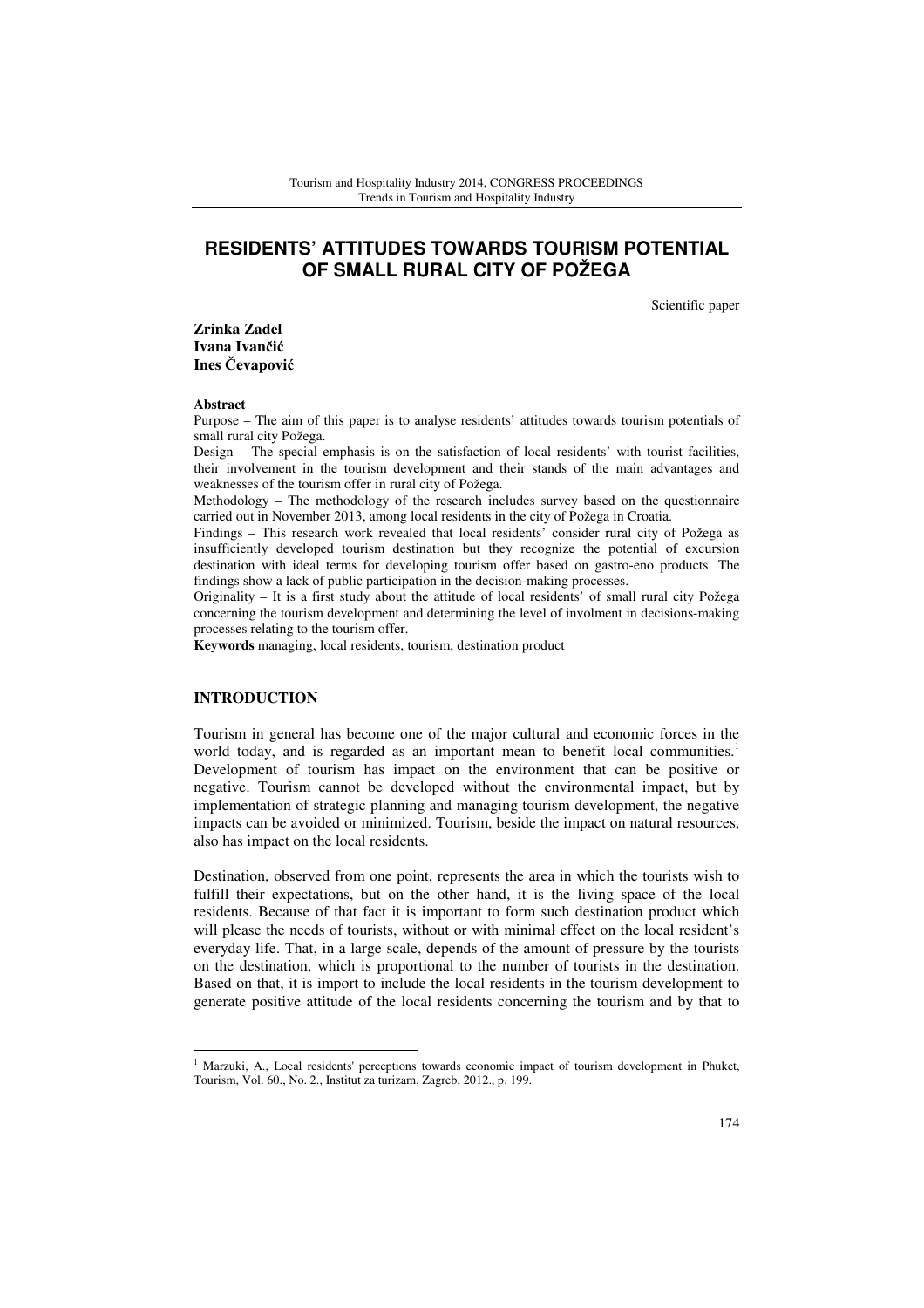# RESIDENTS' ATTITUDES TOWARDS TOURISM POTENTIAL OF SMALL RURAL CITY OF POŽEGA

Scientific paper

**Zrinka Zadel**
**Ivana Ivančić**
**Ines Čevapović**

**Abstract**

Purpose – The aim of this paper is to analyse residents' attitudes towards tourism potentials of small rural city Požega.

Design – The special emphasis is on the satisfaction of local residents' with tourist facilities, their involvement in the tourism development and their stands of the main advantages and weaknesses of the tourism offer in rural city of Požega.

Methodology – The methodology of the research includes survey based on the questionnaire carried out in November 2013, among local residents in the city of Požega in Croatia.

Findings – This research work revealed that local residents' consider rural city of Požega as insufficiently developed tourism destination but they recognize the potential of excursion destination with ideal terms for developing tourism offer based on gastro-eno products. The findings show a lack of public participation in the decision-making processes.

Originality – It is a first study about the attitude of local residents' of small rural city Požega concerning the tourism development and determining the level of involment in decisions-making processes relating to the tourism offer.

**Keywords** managing, local residents, tourism, destination product

## INTRODUCTION

Tourism in general has become one of the major cultural and economic forces in the world today, and is regarded as an important mean to benefit local communities.[1] Development of tourism has impact on the environment that can be positive or negative. Tourism cannot be developed without the environmental impact, but by implementation of strategic planning and managing tourism development, the negative impacts can be avoided or minimized. Tourism, beside the impact on natural resources, also has impact on the local residents.

Destination, observed from one point, represents the area in which the tourists wish to fulfill their expectations, but on the other hand, it is the living space of the local residents. Because of that fact it is important to form such destination product which will please the needs of tourists, without or with minimal effect on the local resident's everyday life. That, in a large scale, depends of the amount of pressure by the tourists on the destination, which is proportional to the number of tourists in the destination. Based on that, it is import to include the local residents in the tourism development to generate positive attitude of the local residents concerning the tourism and by that to

[1] Marzuki, A., Local residents' perceptions towards economic impact of tourism development in Phuket, Tourism, Vol. 60., No. 2., Institut za turizam, Zagreb, 2012., p. 199.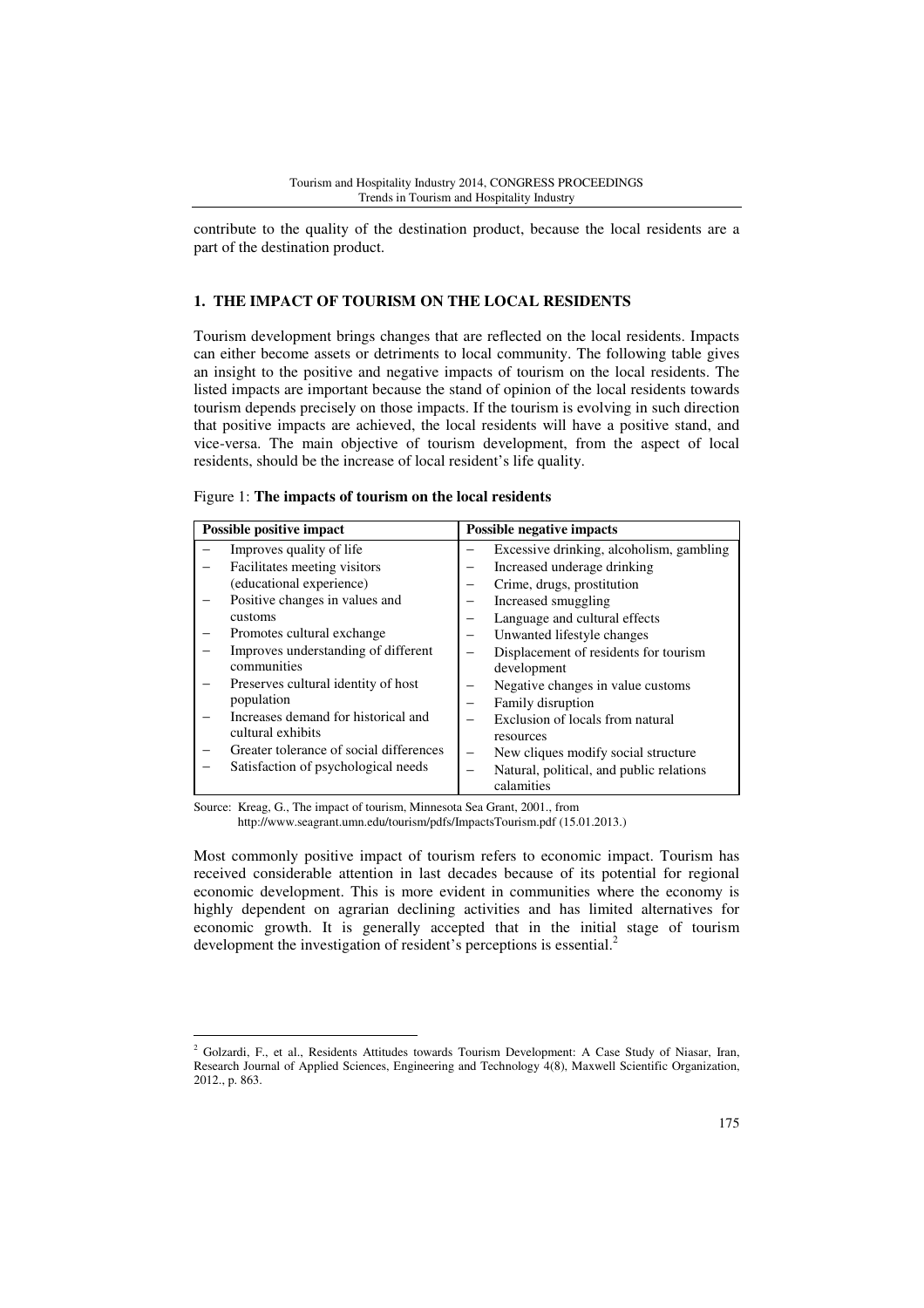contribute to the quality of the destination product, because the local residents are a part of the destination product.

## 1. THE IMPACT OF TOURISM ON THE LOCAL RESIDENTS

Tourism development brings changes that are reflected on the local residents. Impacts can either become assets or detriments to local community. The following table gives an insight to the positive and negative impacts of tourism on the local residents. The listed impacts are important because the stand of opinion of the local residents towards tourism depends precisely on those impacts. If the tourism is evolving in such direction that positive impacts are achieved, the local residents will have a positive stand, and vice-versa. The main objective of tourism development, from the aspect of local residents, should be the increase of local resident's life quality.

Figure 1: **The impacts of tourism on the local residents**

| Possible positive impact | Possible negative impacts |
|---|---|
| – Improves quality of life | – Excessive drinking, alcoholism, gambling |
| – Facilitates meeting visitors (educational experience) | – Increased underage drinking |
| – Positive changes in values and customs | – Crime, drugs, prostitution |
| – Promotes cultural exchange | – Increased smuggling |
| – Improves understanding of different communities | – Language and cultural effects |
| – Preserves cultural identity of host population | – Unwanted lifestyle changes |
| – Increases demand for historical and cultural exhibits | – Displacement of residents for tourism development |
| – Greater tolerance of social differences | – Negative changes in value customs |
| – Satisfaction of psychological needs | – Family disruption |
| | – Exclusion of locals from natural resources |
| | – New cliques modify social structure |
| | – Natural, political, and public relations calamities |

Source: Kreag, G., The impact of tourism, Minnesota Sea Grant, 2001., from http://www.seagrant.umn.edu/tourism/pdfs/ImpactsTourism.pdf (15.01.2013.)

Most commonly positive impact of tourism refers to economic impact. Tourism has received considerable attention in last decades because of its potential for regional economic development. This is more evident in communities where the economy is highly dependent on agrarian declining activities and has limited alternatives for economic growth. It is generally accepted that in the initial stage of tourism development the investigation of resident's perceptions is essential.[2]

[2] Golzardi, F., et al., Residents Attitudes towards Tourism Development: A Case Study of Niasar, Iran, Research Journal of Applied Sciences, Engineering and Technology 4(8), Maxwell Scientific Organization, 2012., p. 863.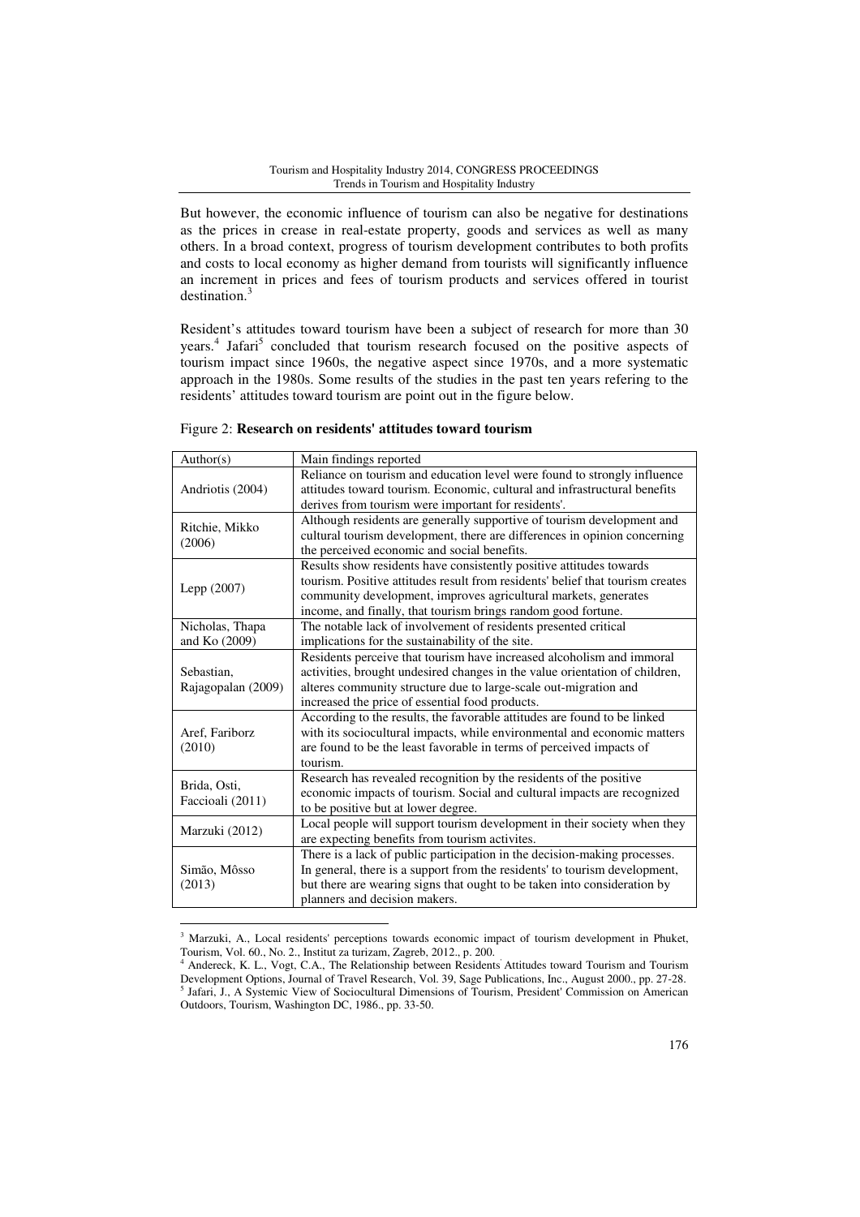But however, the economic influence of tourism can also be negative for destinations as the prices in crease in real-estate property, goods and services as well as many others. In a broad context, progress of tourism development contributes to both profits and costs to local economy as higher demand from tourists will significantly influence an increment in prices and fees of tourism products and services offered in tourist destination.[3]

Resident's attitudes toward tourism have been a subject of research for more than 30 years.[4] Jafari[5] concluded that tourism research focused on the positive aspects of tourism impact since 1960s, the negative aspect since 1970s, and a more systematic approach in the 1980s. Some results of the studies in the past ten years refering to the residents' attitudes toward tourism are point out in the figure below.

Figure 2: **Research on residents' attitudes toward tourism**

| Author(s) | Main findings reported |
|---|---|
| Andriotis (2004) | Reliance on tourism and education level were found to strongly influence attitudes toward tourism. Economic, cultural and infrastructural benefits derives from tourism were important for residents'. |
| Ritchie, Mikko (2006) | Although residents are generally supportive of tourism development and cultural tourism development, there are differences in opinion concerning the perceived economic and social benefits. |
| Lepp (2007) | Results show residents have consistently positive attitudes towards tourism. Positive attitudes result from residents' belief that tourism creates community development, improves agricultural markets, generates income, and finally, that tourism brings random good fortune. |
| Nicholas, Thapa and Ko (2009) | The notable lack of involvement of residents presented critical implications for the sustainability of the site. |
| Sebastian, Rajagopalan (2009) | Residents perceive that tourism have increased alcoholism and immoral activities, brought undesired changes in the value orientation of children, alteres community structure due to large-scale out-migration and increased the price of essential food products. |
| Aref, Fariborz (2010) | According to the results, the favorable attitudes are found to be linked with its sociocultural impacts, while environmental and economic matters are found to be the least favorable in terms of perceived impacts of tourism. |
| Brida, Osti, Faccioali (2011) | Research has revealed recognition by the residents of the positive economic impacts of tourism. Social and cultural impacts are recognized to be positive but at lower degree. |
| Marzuki (2012) | Local people will support tourism development in their society when they are expecting benefits from tourism activites. |
| Simão, Môsso (2013) | There is a lack of public participation in the decision-making processes. In general, there is a support from the residents' to tourism development, but there are wearing signs that ought to be taken into consideration by planners and decision makers. |

---

[3] Marzuki, A., Local residents' perceptions towards economic impact of tourism development in Phuket, Tourism, Vol. 60., No. 2., Institut za turizam, Zagreb, 2012., p. 200.

[4] Andereck, K. L., Vogt, C.A., The Relationship between Residents' Attitudes toward Tourism and Tourism Development Options, Journal of Travel Research, Vol. 39, Sage Publications, Inc., August 2000., pp. 27-28.

[5] Jafari, J., A Systemic View of Sociocultural Dimensions of Tourism, President' Commission on American Outdoors, Tourism, Washington DC, 1986., pp. 33-50.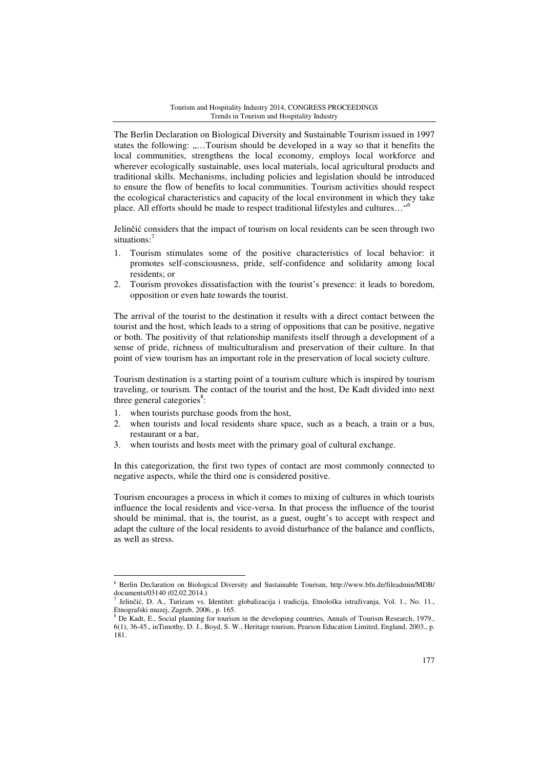The Berlin Declaration on Biological Diversity and Sustainable Tourism issued in 1997 states the following: „…Tourism should be developed in a way so that it benefits the local communities, strengthens the local economy, employs local workforce and wherever ecologically sustainable, uses local materials, local agricultural products and traditional skills. Mechanisms, including policies and legislation should be introduced to ensure the flow of benefits to local communities. Tourism activities should respect the ecological characteristics and capacity of the local environment in which they take place. All efforts should be made to respect traditional lifestyles and cultures…"[6]

Jelinčić considers that the impact of tourism on local residents can be seen through two situations:[7]

1. Tourism stimulates some of the positive characteristics of local behavior: it promotes self-consciousness, pride, self-confidence and solidarity among local residents; or
2. Tourism provokes dissatisfaction with the tourist's presence: it leads to boredom, opposition or even hate towards the tourist.

The arrival of the tourist to the destination it results with a direct contact between the tourist and the host, which leads to a string of oppositions that can be positive, negative or both. The positivity of that relationship manifests itself through a development of a sense of pride, richness of multiculturalism and preservation of their culture. In that point of view tourism has an important role in the preservation of local society culture.

Tourism destination is a starting point of a tourism culture which is inspired by tourism traveling, or tourism. The contact of the tourist and the host, De Kadt divided into next three general categories[8]:

1. when tourists purchase goods from the host,
2. when tourists and local residents share space, such as a beach, a train or a bus, restaurant or a bar,
3. when tourists and hosts meet with the primary goal of cultural exchange.

In this categorization, the first two types of contact are most commonly connected to negative aspects, while the third one is considered positive.

Tourism encourages a process in which it comes to mixing of cultures in which tourists influence the local residents and vice-versa. In that process the influence of the tourist should be minimal, that is, the tourist, as a guest, ought's to accept with respect and adapt the culture of the local residents to avoid disturbance of the balance and conflicts, as well as stress.

---

[6] Berlin Declaration on Biological Diversity and Sustainable Tourism, http://www.bfn.de/fileadmin/MDB/documents/03140 (02.02.2014.)

[7] Jelinčić, D. A., Turizam vs. Identitet: globalizacija i tradicija, Etnološka istraživanja, Vol. 1., No. 11., Etnografski muzej, Zagreb, 2006., p. 165.

[8] De Kadt, E., Social planning for tourism in the developing countries, Annals of Tourism Research, 1979., 6(1), 36-45., inTimothy, D. J., Boyd, S. W., Heritage tourism, Pearson Education Limited, England, 2003., p. 181.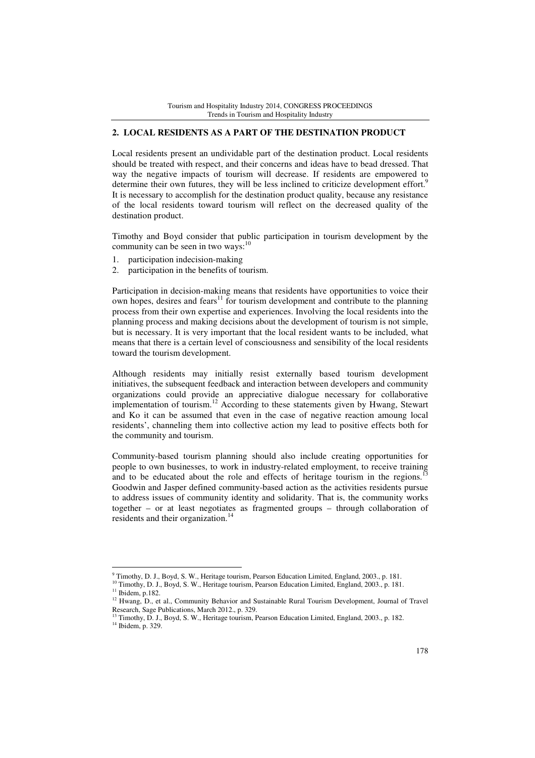## 2. LOCAL RESIDENTS AS A PART OF THE DESTINATION PRODUCT

Local residents present an undividable part of the destination product. Local residents should be treated with respect, and their concerns and ideas have to bead dressed. That way the negative impacts of tourism will decrease. If residents are empowered to determine their own futures, they will be less inclined to criticize development effort.[9] It is necessary to accomplish for the destination product quality, because any resistance of the local residents toward tourism will reflect on the decreased quality of the destination product.

Timothy and Boyd consider that public participation in tourism development by the community can be seen in two ways:[10]

1. participation indecision-making
2. participation in the benefits of tourism.

Participation in decision-making means that residents have opportunities to voice their own hopes, desires and fears[11] for tourism development and contribute to the planning process from their own expertise and experiences. Involving the local residents into the planning process and making decisions about the development of tourism is not simple, but is necessary. It is very important that the local resident wants to be included, what means that there is a certain level of consciousness and sensibility of the local residents toward the tourism development.

Although residents may initially resist externally based tourism development initiatives, the subsequent feedback and interaction between developers and community organizations could provide an appreciative dialogue necessary for collaborative implementation of tourism.[12] According to these statements given by Hwang, Stewart and Ko it can be assumed that even in the case of negative reaction amoung local residents', channeling them into collective action my lead to positive effects both for the community and tourism.

Community-based tourism planning should also include creating opportunities for people to own businesses, to work in industry-related employment, to receive training and to be educated about the role and effects of heritage tourism in the regions.[13] Goodwin and Jasper defined community-based action as the activities residents pursue to address issues of community identity and solidarity. That is, the community works together – or at least negotiates as fragmented groups – through collaboration of residents and their organization.[14]

---

[9] Timothy, D. J., Boyd, S. W., Heritage tourism, Pearson Education Limited, England, 2003., p. 181.

[10] Timothy, D. J., Boyd, S. W., Heritage tourism, Pearson Education Limited, England, 2003., p. 181.

[11] Ibidem, p.182.

[12] Hwang, D., et al., Community Behavior and Sustainable Rural Tourism Development, Journal of Travel Research, Sage Publications, March 2012., p. 329.

[13] Timothy, D. J., Boyd, S. W., Heritage tourism, Pearson Education Limited, England, 2003., p. 182.

[14] Ibidem, p. 329.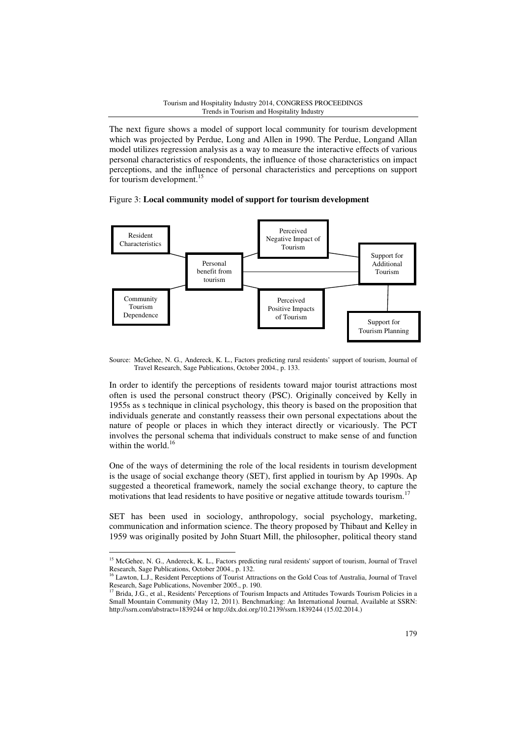The next figure shows a model of support local community for tourism development which was projected by Perdue, Long and Allen in 1990. The Perdue, Longand Allan model utilizes regression analysis as a way to measure the interactive effects of various personal characteristics of respondents, the influence of those characteristics on impact perceptions, and the influence of personal characteristics and perceptions on support for tourism development.[15]

Figure 3: **Local community model of support for tourism development**

Resident Characteristics

Community Tourism Dependence

Personal benefit from tourism

Perceived Negative Impact of Tourism

Perceived Positive Impacts of Tourism

Support for Additional Tourism

Support for Tourism Planning

Source: McGehee, N. G., Andereck, K. L., Factors predicting rural residents' support of tourism, Journal of Travel Research, Sage Publications, October 2004., p. 133.

In order to identify the perceptions of residents toward major tourist attractions most often is used the personal construct theory (PSC). Originally conceived by Kelly in 1955s as s technique in clinical psychology, this theory is based on the proposition that individuals generate and constantly reassess their own personal expectations about the nature of people or places in which they interact directly or vicariously. The PCT involves the personal schema that individuals construct to make sense of and function within the world.[16]

One of the ways of determining the role of the local residents in tourism development is the usage of social exchange theory (SET), first applied in tourism by Ap 1990s. Ap suggested a theoretical framework, namely the social exchange theory, to capture the motivations that lead residents to have positive or negative attitude towards tourism.[17]

SET has been used in sociology, anthropology, social psychology, marketing, communication and information science. The theory proposed by Thibaut and Kelley in 1959 was originally posited by John Stuart Mill, the philosopher, political theory stand

---

[15] McGehee, N. G., Andereck, K. L., Factors predicting rural residents' support of tourism, Journal of Travel Research, Sage Publications, October 2004., p. 132.

[16] Lawton, L.J., Resident Perceptions of Tourist Attractions on the Gold Coas tof Australia, Journal of Travel Research, Sage Publications, November 2005., p. 190.

[17] Brida, J.G., et al., Residents' Perceptions of Tourism Impacts and Attitudes Towards Tourism Policies in a Small Mountain Community (May 12, 2011). Benchmarking: An International Journal, Available at SSRN: http://ssrn.com/abstract=1839244 or http://dx.doi.org/10.2139/ssrn.1839244 (15.02.2014.)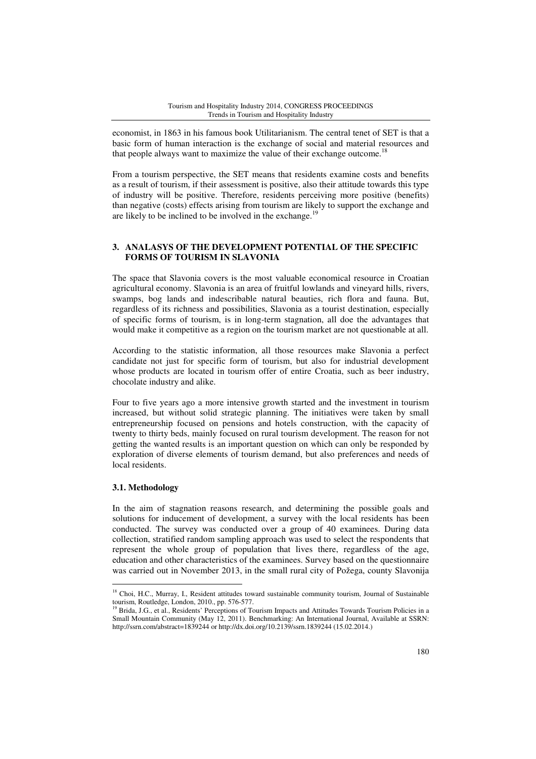economist, in 1863 in his famous book Utilitarianism. The central tenet of SET is that a basic form of human interaction is the exchange of social and material resources and that people always want to maximize the value of their exchange outcome.[18]

From a tourism perspective, the SET means that residents examine costs and benefits as a result of tourism, if their assessment is positive, also their attitude towards this type of industry will be positive. Therefore, residents perceiving more positive (benefits) than negative (costs) effects arising from tourism are likely to support the exchange and are likely to be inclined to be involved in the exchange.[19]

## 3. ANALASYS OF THE DEVELOPMENT POTENTIAL OF THE SPECIFIC FORMS OF TOURISM IN SLAVONIA

The space that Slavonia covers is the most valuable economical resource in Croatian agricultural economy. Slavonia is an area of fruitful lowlands and vineyard hills, rivers, swamps, bog lands and indescribable natural beauties, rich flora and fauna. But, regardless of its richness and possibilities, Slavonia as a tourist destination, especially of specific forms of tourism, is in long-term stagnation, all doe the advantages that would make it competitive as a region on the tourism market are not questionable at all.

According to the statistic information, all those resources make Slavonia a perfect candidate not just for specific form of tourism, but also for industrial development whose products are located in tourism offer of entire Croatia, such as beer industry, chocolate industry and alike.

Four to five years ago a more intensive growth started and the investment in tourism increased, but without solid strategic planning. The initiatives were taken by small entrepreneurship focused on pensions and hotels construction, with the capacity of twenty to thirty beds, mainly focused on rural tourism development. The reason for not getting the wanted results is an important question on which can only be responded by exploration of diverse elements of tourism demand, but also preferences and needs of local residents.

### 3.1. Methodology

In the aim of stagnation reasons research, and determining the possible goals and solutions for inducement of development, a survey with the local residents has been conducted. The survey was conducted over a group of 40 examinees. During data collection, stratified random sampling approach was used to select the respondents that represent the whole group of population that lives there, regardless of the age, education and other characteristics of the examinees. Survey based on the questionnaire was carried out in November 2013, in the small rural city of Požega, county Slavonija

---

[18] Choi, H.C., Murray, I., Resident attitudes toward sustainable community tourism, Journal of Sustainable tourism, Routledge, London, 2010., pp. 576-577.

[19] Brida, J.G., et al., Residents' Perceptions of Tourism Impacts and Attitudes Towards Tourism Policies in a Small Mountain Community (May 12, 2011). Benchmarking: An International Journal, Available at SSRN: http://ssrn.com/abstract=1839244 or http://dx.doi.org/10.2139/ssrn.1839244 (15.02.2014.)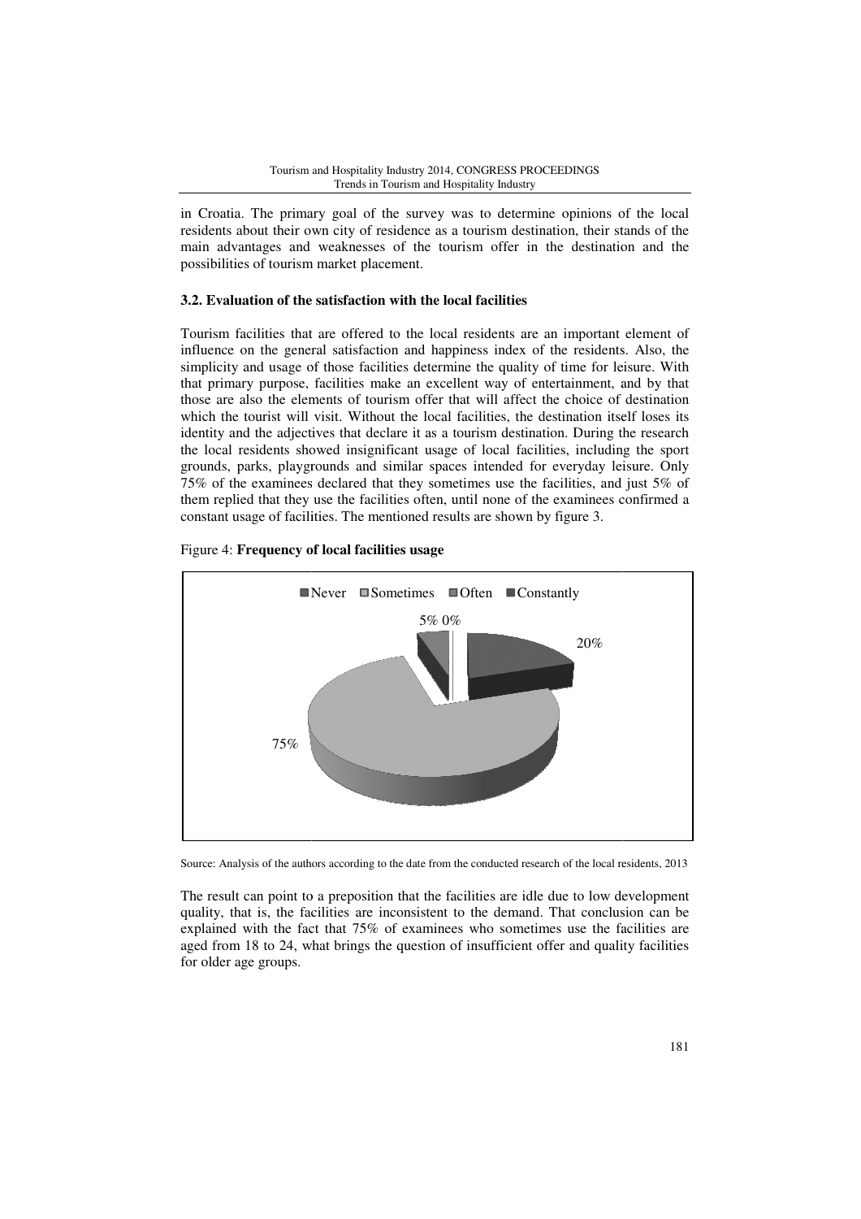in Croatia. The primary goal of the survey was to determine opinions of the local residents about their own city of residence as a tourism destination, their stands of the main advantages and weaknesses of the tourism offer in the destination and the possibilities of tourism market placement.

### 3.2. Evaluation of the satisfaction with the local facilities

Tourism facilities that are offered to the local residents are an important element of influence on the general satisfaction and happiness index of the residents. Also, the simplicity and usage of those facilities determine the quality of time for leisure. With that primary purpose, facilities make an excellent way of entertainment, and by that those are also the elements of tourism offer that will affect the choice of destination which the tourist will visit. Without the local facilities, the destination itself loses its identity and the adjectives that declare it as a tourism destination. During the research the local residents showed insignificant usage of local facilities, including the sport grounds, parks, playgrounds and similar spaces intended for everyday leisure. Only 75% of the examinees declared that they sometimes use the facilities, and just 5% of them replied that they use the facilities often, until none of the examinees confirmed a constant usage of facilities. The mentioned results are shown by figure 3.

Figure 4: **Frequency of local facilities usage**

Never: 20%; Sometimes: 75%; Often: 5%; Constantly: 0%

Source: Analysis of the authors according to the date from the conducted research of the local residents, 2013

The result can point to a preposition that the facilities are idle due to low development quality, that is, the facilities are inconsistent to the demand. That conclusion can be explained with the fact that 75% of examinees who sometimes use the facilities are aged from 18 to 24, what brings the question of insufficient offer and quality facilities for older age groups.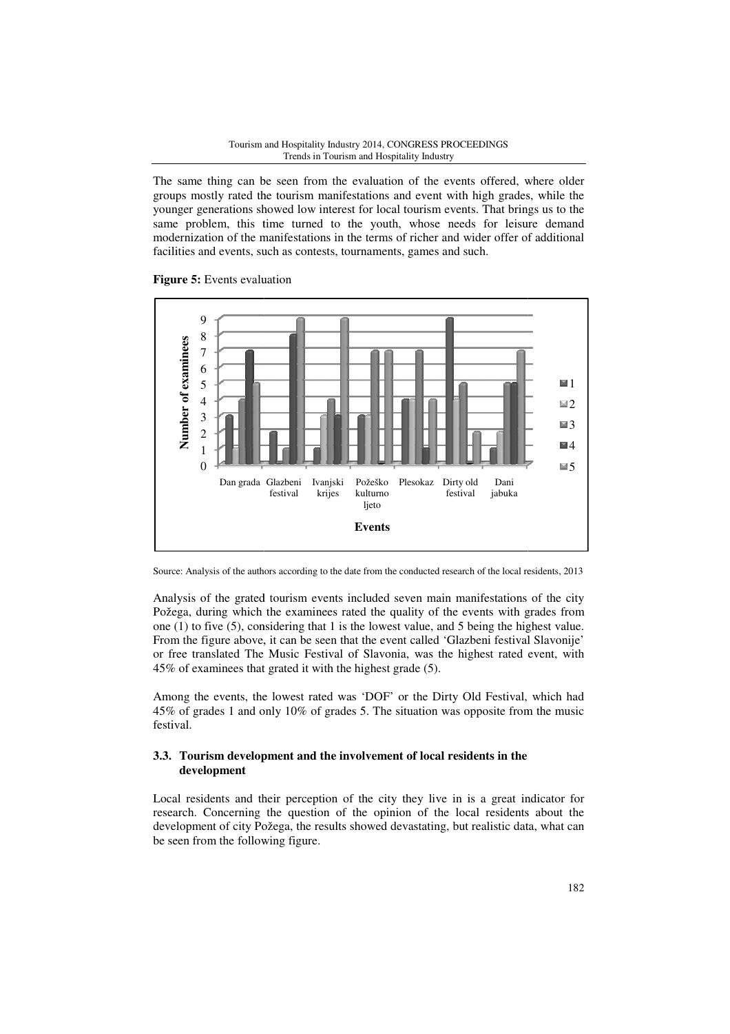The same thing can be seen from the evaluation of the events offered, where older groups mostly rated the tourism manifestations and event with high grades, while the younger generations showed low interest for local tourism events. That brings us to the same problem, this time turned to the youth, whose needs for leisure demand modernization of the manifestations in the terms of richer and wider offer of additional facilities and events, such as contests, tournaments, games and such.

**Figure 5:** Events evaluation

Source: Analysis of the authors according to the date from the conducted research of the local residents, 2013

Analysis of the grated tourism events included seven main manifestations of the city Požega, during which the examinees rated the quality of the events with grades from one (1) to five (5), considering that 1 is the lowest value, and 5 being the highest value. From the figure above, it can be seen that the event called 'Glazbeni festival Slavonije' or free translated The Music Festival of Slavonia, was the highest rated event, with 45% of examinees that grated it with the highest grade (5).

Among the events, the lowest rated was 'DOF' or the Dirty Old Festival, which had 45% of grades 1 and only 10% of grades 5. The situation was opposite from the music festival.

### 3.3. Tourism development and the involvement of local residents in the development

Local residents and their perception of the city they live in is a great indicator for research. Concerning the question of the opinion of the local residents about the development of city Požega, the results showed devastating, but realistic data, what can be seen from the following figure.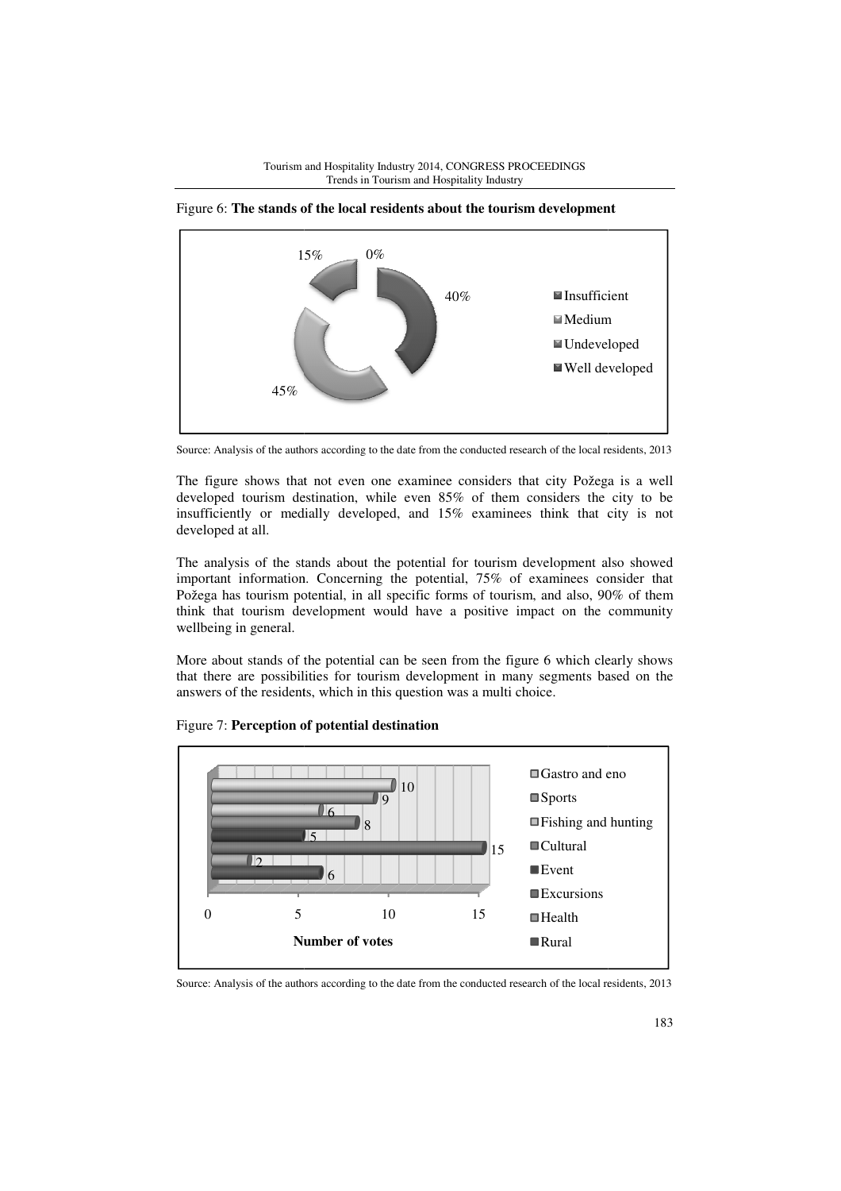Figure 6: **The stands of the local residents about the tourism development**

Source: Analysis of the authors according to the date from the conducted research of the local residents, 2013

The figure shows that not even one examinee considers that city Požega is a well developed tourism destination, while even 85% of them considers the city to be insufficiently or medially developed, and 15% examinees think that city is not developed at all.

The analysis of the stands about the potential for tourism development also showed important information. Concerning the potential, 75% of examinees consider that Požega has tourism potential, in all specific forms of tourism, and also, 90% of them think that tourism development would have a positive impact on the community wellbeing in general.

More about stands of the potential can be seen from the figure 6 which clearly shows that there are possibilities for tourism development in many segments based on the answers of the residents, which in this question was a multi choice.

Figure 7: **Perception of potential destination**

Source: Analysis of the authors according to the date from the conducted research of the local residents, 2013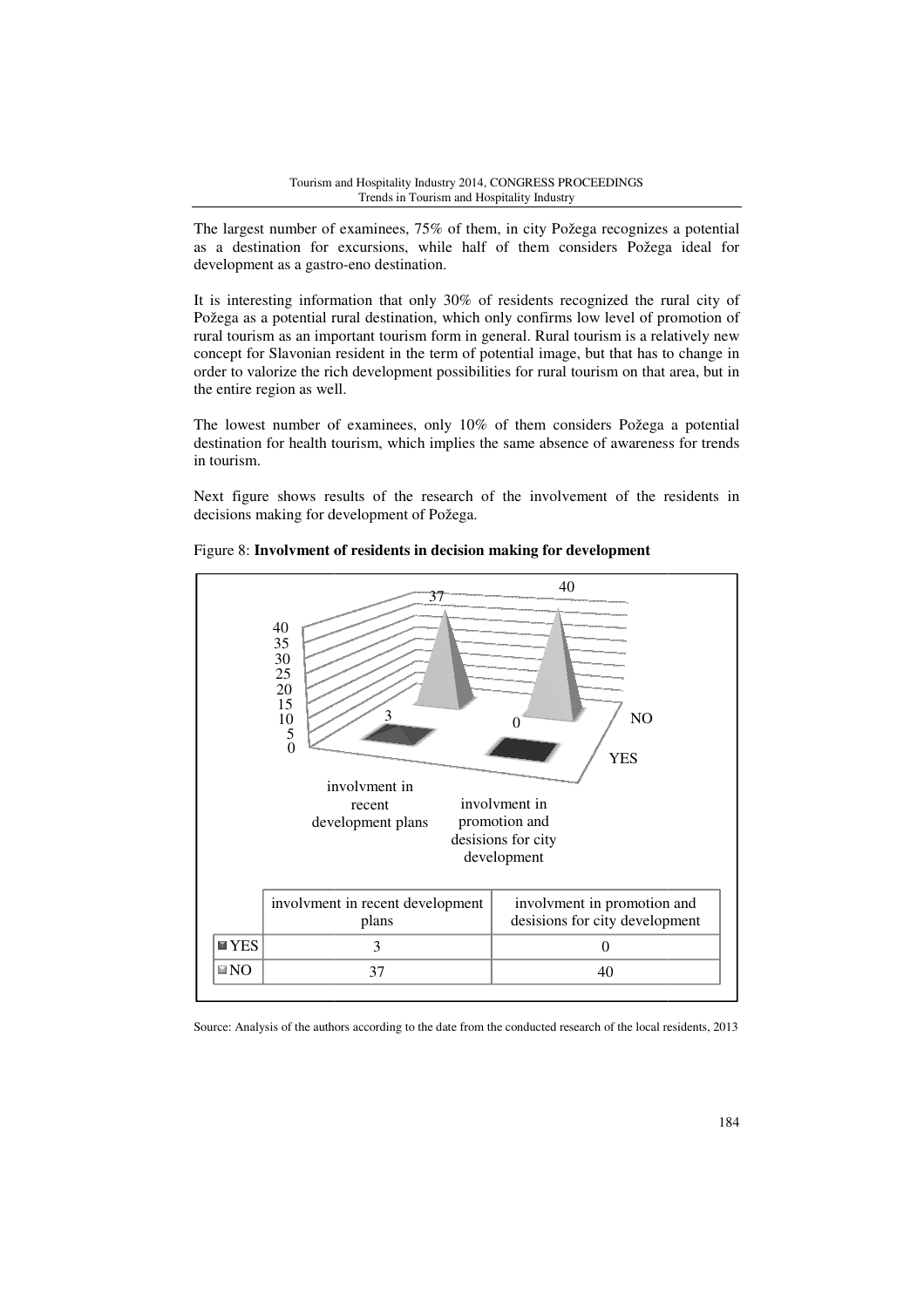The largest number of examinees, 75% of them, in city Požega recognizes a potential as a destination for excursions, while half of them considers Požega ideal for development as a gastro-eno destination.

It is interesting information that only 30% of residents recognized the rural city of Požega as a potential rural destination, which only confirms low level of promotion of rural tourism as an important tourism form in general. Rural tourism is a relatively new concept for Slavonian resident in the term of potential image, but that has to change in order to valorize the rich development possibilities for rural tourism on that area, but in the entire region as well.

The lowest number of examinees, only 10% of them considers Požega a potential destination for health tourism, which implies the same absence of awareness for trends in tourism.

Next figure shows results of the research of the involvement of the residents in decisions making for development of Požega.

Figure 8: **Involvment of residents in decision making for development**

| | involvment in recent development plans | involvment in promotion and desisions for city development |
|---|---|---|
| YES | 3 | 0 |
| NO | 37 | 40 |

Source: Analysis of the authors according to the date from the conducted research of the local residents, 2013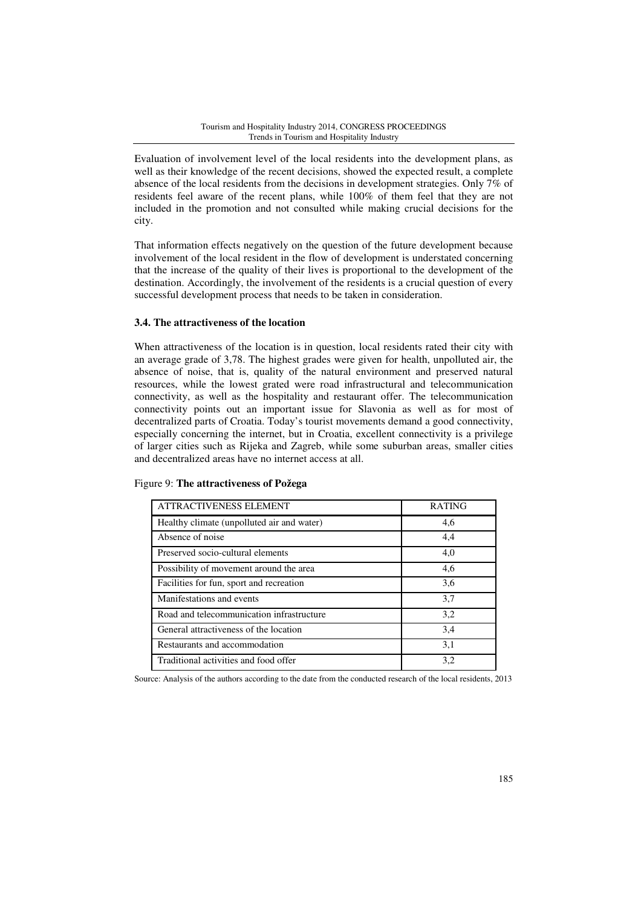Evaluation of involvement level of the local residents into the development plans, as well as their knowledge of the recent decisions, showed the expected result, a complete absence of the local residents from the decisions in development strategies. Only 7% of residents feel aware of the recent plans, while 100% of them feel that they are not included in the promotion and not consulted while making crucial decisions for the city.

That information effects negatively on the question of the future development because involvement of the local resident in the flow of development is understated concerning that the increase of the quality of their lives is proportional to the development of the destination. Accordingly, the involvement of the residents is a crucial question of every successful development process that needs to be taken in consideration.

### 3.4. The attractiveness of the location

When attractiveness of the location is in question, local residents rated their city with an average grade of 3,78. The highest grades were given for health, unpolluted air, the absence of noise, that is, quality of the natural environment and preserved natural resources, while the lowest grated were road infrastructural and telecommunication connectivity, as well as the hospitality and restaurant offer. The telecommunication connectivity points out an important issue for Slavonia as well as for most of decentralized parts of Croatia. Today's tourist movements demand a good connectivity, especially concerning the internet, but in Croatia, excellent connectivity is a privilege of larger cities such as Rijeka and Zagreb, while some suburban areas, smaller cities and decentralized areas have no internet access at all.

Figure 9: **The attractiveness of Požega**

| ATTRACTIVENESS ELEMENT | RATING |
|---|---|
| Healthy climate (unpolluted air and water) | 4,6 |
| Absence of noise | 4,4 |
| Preserved socio-cultural elements | 4,0 |
| Possibility of movement around the area | 4,6 |
| Facilities for fun, sport and recreation | 3,6 |
| Manifestations and events | 3,7 |
| Road and telecommunication infrastructure | 3,2 |
| General attractiveness of the location | 3,4 |
| Restaurants and accommodation | 3,1 |
| Traditional activities and food offer | 3,2 |

Source: Analysis of the authors according to the date from the conducted research of the local residents, 2013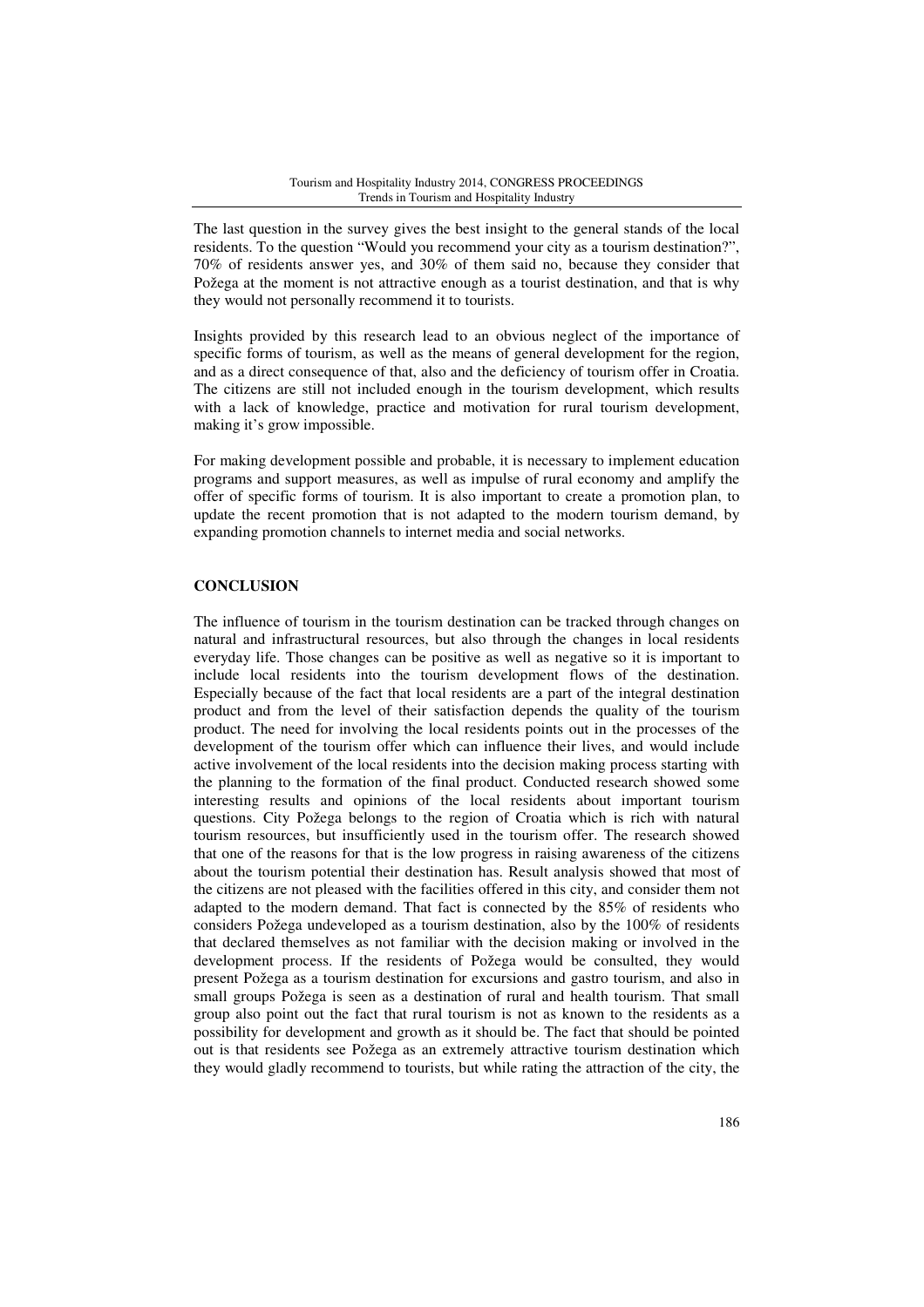The last question in the survey gives the best insight to the general stands of the local residents. To the question "Would you recommend your city as a tourism destination?", 70% of residents answer yes, and 30% of them said no, because they consider that Požega at the moment is not attractive enough as a tourist destination, and that is why they would not personally recommend it to tourists.

Insights provided by this research lead to an obvious neglect of the importance of specific forms of tourism, as well as the means of general development for the region, and as a direct consequence of that, also and the deficiency of tourism offer in Croatia. The citizens are still not included enough in the tourism development, which results with a lack of knowledge, practice and motivation for rural tourism development, making it's grow impossible.

For making development possible and probable, it is necessary to implement education programs and support measures, as well as impulse of rural economy and amplify the offer of specific forms of tourism. It is also important to create a promotion plan, to update the recent promotion that is not adapted to the modern tourism demand, by expanding promotion channels to internet media and social networks.

## CONCLUSION

The influence of tourism in the tourism destination can be tracked through changes on natural and infrastructural resources, but also through the changes in local residents everyday life. Those changes can be positive as well as negative so it is important to include local residents into the tourism development flows of the destination. Especially because of the fact that local residents are a part of the integral destination product and from the level of their satisfaction depends the quality of the tourism product. The need for involving the local residents points out in the processes of the development of the tourism offer which can influence their lives, and would include active involvement of the local residents into the decision making process starting with the planning to the formation of the final product. Conducted research showed some interesting results and opinions of the local residents about important tourism questions. City Požega belongs to the region of Croatia which is rich with natural tourism resources, but insufficiently used in the tourism offer. The research showed that one of the reasons for that is the low progress in raising awareness of the citizens about the tourism potential their destination has. Result analysis showed that most of the citizens are not pleased with the facilities offered in this city, and consider them not adapted to the modern demand. That fact is connected by the 85% of residents who considers Požega undeveloped as a tourism destination, also by the 100% of residents that declared themselves as not familiar with the decision making or involved in the development process. If the residents of Požega would be consulted, they would present Požega as a tourism destination for excursions and gastro tourism, and also in small groups Požega is seen as a destination of rural and health tourism. That small group also point out the fact that rural tourism is not as known to the residents as a possibility for development and growth as it should be. The fact that should be pointed out is that residents see Požega as an extremely attractive tourism destination which they would gladly recommend to tourists, but while rating the attraction of the city, the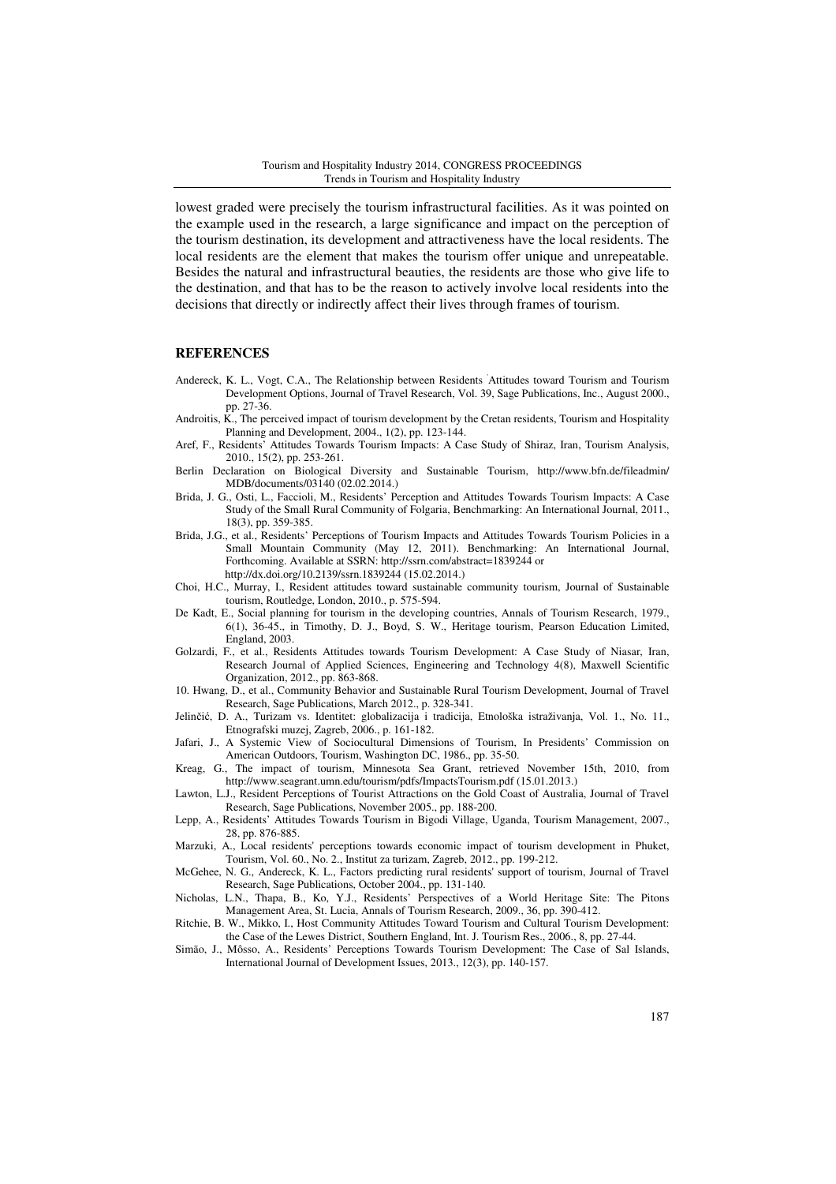lowest graded were precisely the tourism infrastructural facilities. As it was pointed on the example used in the research, a large significance and impact on the perception of the tourism destination, its development and attractiveness have the local residents. The local residents are the element that makes the tourism offer unique and unrepeatable. Besides the natural and infrastructural beauties, the residents are those who give life to the destination, and that has to be the reason to actively involve local residents into the decisions that directly or indirectly affect their lives through frames of tourism.

## REFERENCES

Andereck, K. L., Vogt, C.A., The Relationship between Residents ̀Attitudes toward Tourism and Tourism Development Options, Journal of Travel Research, Vol. 39, Sage Publications, Inc., August 2000., pp. 27-36.

Androitis, K., The perceived impact of tourism development by the Cretan residents, Tourism and Hospitality Planning and Development, 2004., 1(2), pp. 123-144.

Aref, F., Residents' Attitudes Towards Tourism Impacts: A Case Study of Shiraz, Iran, Tourism Analysis, 2010., 15(2), pp. 253-261.

Berlin Declaration on Biological Diversity and Sustainable Tourism, http://www.bfn.de/fileadmin/MDB/documents/03140 (02.02.2014.)

Brida, J. G., Osti, L., Faccioli, M., Residents' Perception and Attitudes Towards Tourism Impacts: A Case Study of the Small Rural Community of Folgaria, Benchmarking: An International Journal, 2011., 18(3), pp. 359-385.

Brida, J.G., et al., Residents' Perceptions of Tourism Impacts and Attitudes Towards Tourism Policies in a Small Mountain Community (May 12, 2011). Benchmarking: An International Journal, Forthcoming. Available at SSRN: http://ssrn.com/abstract=1839244 or http://dx.doi.org/10.2139/ssrn.1839244 (15.02.2014.)

Choi, H.C., Murray, I., Resident attitudes toward sustainable community tourism, Journal of Sustainable tourism, Routledge, London, 2010., p. 575-594.

De Kadt, E., Social planning for tourism in the developing countries, Annals of Tourism Research, 1979., 6(1), 36-45., in Timothy, D. J., Boyd, S. W., Heritage tourism, Pearson Education Limited, England, 2003.

Golzardi, F., et al., Residents Attitudes towards Tourism Development: A Case Study of Niasar, Iran, Research Journal of Applied Sciences, Engineering and Technology 4(8), Maxwell Scientific Organization, 2012., pp. 863-868.

10. Hwang, D., et al., Community Behavior and Sustainable Rural Tourism Development, Journal of Travel Research, Sage Publications, March 2012., p. 328-341.

Jelinčić, D. A., Turizam vs. Identitet: globalizacija i tradicija, Etnološka istraživanja, Vol. 1., No. 11., Etnografski muzej, Zagreb, 2006., p. 161-182.

Jafari, J., A Systemic View of Sociocultural Dimensions of Tourism, In Presidents' Commission on American Outdoors, Tourism, Washington DC, 1986., pp. 35-50.

Kreag, G., The impact of tourism, Minnesota Sea Grant, retrieved November 15th, 2010, from http://www.seagrant.umn.edu/tourism/pdfs/ImpactsTourism.pdf (15.01.2013.)

Lawton, L.J., Resident Perceptions of Tourist Attractions on the Gold Coast of Australia, Journal of Travel Research, Sage Publications, November 2005., pp. 188-200.

Lepp, A., Residents' Attitudes Towards Tourism in Bigodi Village, Uganda, Tourism Management, 2007., 28, pp. 876-885.

Marzuki, A., Local residents' perceptions towards economic impact of tourism development in Phuket, Tourism, Vol. 60., No. 2., Institut za turizam, Zagreb, 2012., pp. 199-212.

McGehee, N. G., Andereck, K. L., Factors predicting rural residents' support of tourism, Journal of Travel Research, Sage Publications, October 2004., pp. 131-140.

Nicholas, L.N., Thapa, B., Ko, Y.J., Residents' Perspectives of a World Heritage Site: The Pitons Management Area, St. Lucia, Annals of Tourism Research, 2009., 36, pp. 390-412.

Ritchie, B. W., Mikko, I., Host Community Attitudes Toward Tourism and Cultural Tourism Development: the Case of the Lewes District, Southern England, Int. J. Tourism Res., 2006., 8, pp. 27-44.

Simão, J., Môsso, A., Residents' Perceptions Towards Tourism Development: The Case of Sal Islands, International Journal of Development Issues, 2013., 12(3), pp. 140-157.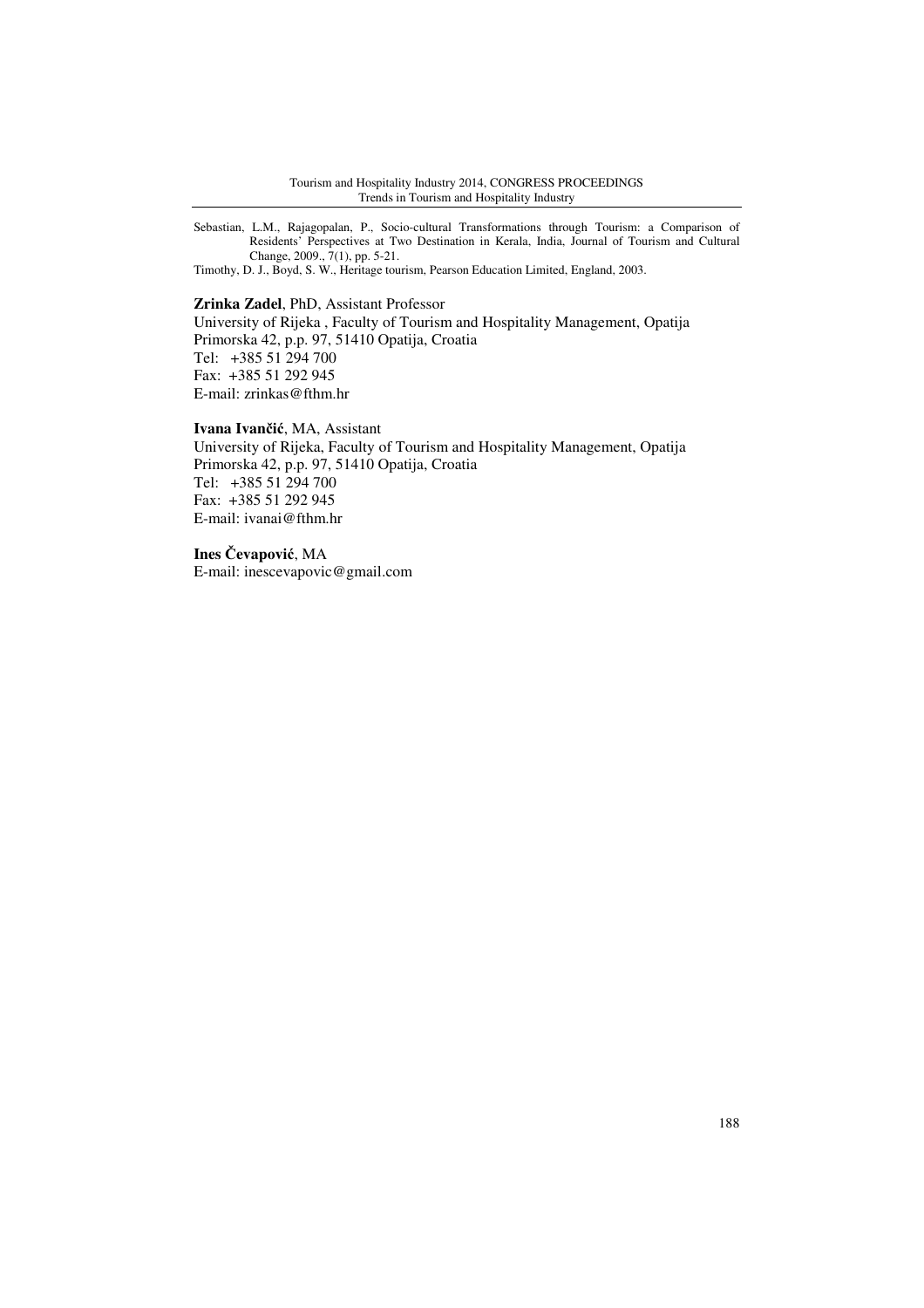Sebastian, L.M., Rajagopalan, P., Socio-cultural Transformations through Tourism: a Comparison of Residents' Perspectives at Two Destination in Kerala, India, Journal of Tourism and Cultural Change, 2009., 7(1), pp. 5-21.

Timothy, D. J., Boyd, S. W., Heritage tourism, Pearson Education Limited, England, 2003.

**Zrinka Zadel**, PhD, Assistant Professor
University of Rijeka , Faculty of Tourism and Hospitality Management, Opatija
Primorska 42, p.p. 97, 51410 Opatija, Croatia
Tel: +385 51 294 700
Fax: +385 51 292 945
E-mail: zrinkas@fthm.hr

**Ivana Ivančić**, MA, Assistant
University of Rijeka, Faculty of Tourism and Hospitality Management, Opatija
Primorska 42, p.p. 97, 51410 Opatija, Croatia
Tel: +385 51 294 700
Fax: +385 51 292 945
E-mail: ivanai@fthm.hr

**Ines Čevapović**, MA
E-mail: inescevapovic@gmail.com